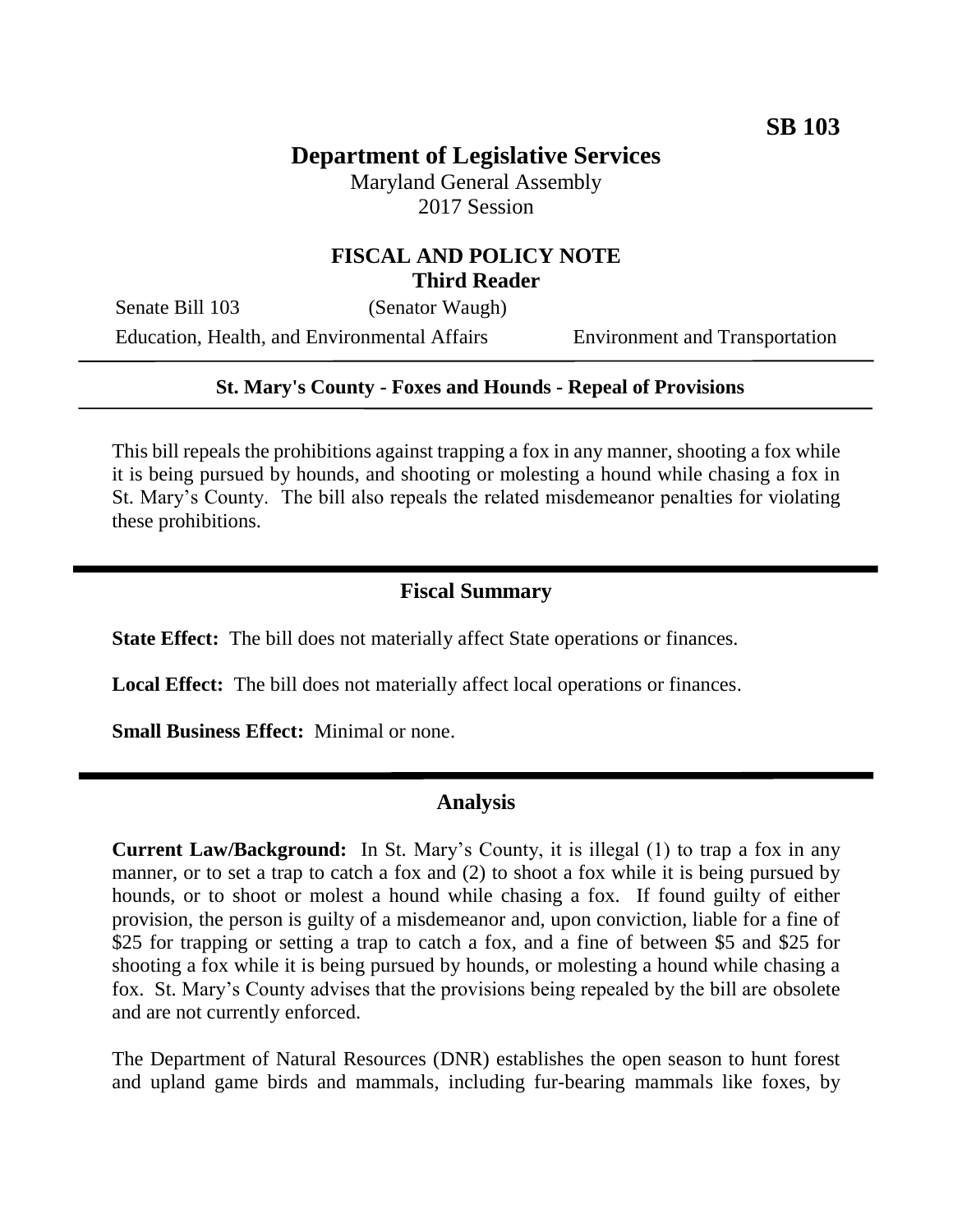**SB 103**

# Department of Legislative Services

Maryland General Assembly
2017 Session

## FISCAL AND POLICY NOTE
**Third Reader**

Senate Bill 103 (Senator Waugh)
Education, Health, and Environmental Affairs Environment and Transportation

---

**St. Mary's County - Foxes and Hounds - Repeal of Provisions**

---

This bill repeals the prohibitions against trapping a fox in any manner, shooting a fox while it is being pursued by hounds, and shooting or molesting a hound while chasing a fox in St. Mary's County. The bill also repeals the related misdemeanor penalties for violating these prohibitions.

## Fiscal Summary

**State Effect:** The bill does not materially affect State operations or finances.

**Local Effect:** The bill does not materially affect local operations or finances.

**Small Business Effect:** Minimal or none.

## Analysis

**Current Law/Background:** In St. Mary's County, it is illegal (1) to trap a fox in any manner, or to set a trap to catch a fox and (2) to shoot a fox while it is being pursued by hounds, or to shoot or molest a hound while chasing a fox. If found guilty of either provision, the person is guilty of a misdemeanor and, upon conviction, liable for a fine of \$25 for trapping or setting a trap to catch a fox, and a fine of between \$5 and \$25 for shooting a fox while it is being pursued by hounds, or molesting a hound while chasing a fox. St. Mary's County advises that the provisions being repealed by the bill are obsolete and are not currently enforced.

The Department of Natural Resources (DNR) establishes the open season to hunt forest and upland game birds and mammals, including fur-bearing mammals like foxes, by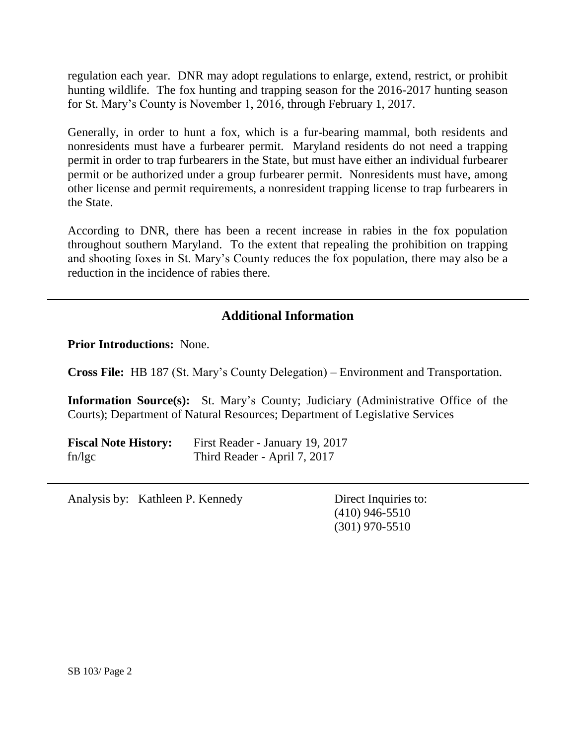regulation each year. DNR may adopt regulations to enlarge, extend, restrict, or prohibit hunting wildlife. The fox hunting and trapping season for the 2016-2017 hunting season for St. Mary's County is November 1, 2016, through February 1, 2017.

Generally, in order to hunt a fox, which is a fur-bearing mammal, both residents and nonresidents must have a furbearer permit. Maryland residents do not need a trapping permit in order to trap furbearers in the State, but must have either an individual furbearer permit or be authorized under a group furbearer permit. Nonresidents must have, among other license and permit requirements, a nonresident trapping license to trap furbearers in the State.

According to DNR, there has been a recent increase in rabies in the fox population throughout southern Maryland. To the extent that repealing the prohibition on trapping and shooting foxes in St. Mary's County reduces the fox population, there may also be a reduction in the incidence of rabies there.

## Additional Information

**Prior Introductions:** None.

**Cross File:** HB 187 (St. Mary's County Delegation) – Environment and Transportation.

**Information Source(s):** St. Mary's County; Judiciary (Administrative Office of the Courts); Department of Natural Resources; Department of Legislative Services

**Fiscal Note History:** First Reader - January 19, 2017
fn/lgc Third Reader - April 7, 2017

Analysis by: Kathleen P. Kennedy

Direct Inquiries to:
(410) 946-5510
(301) 970-5510